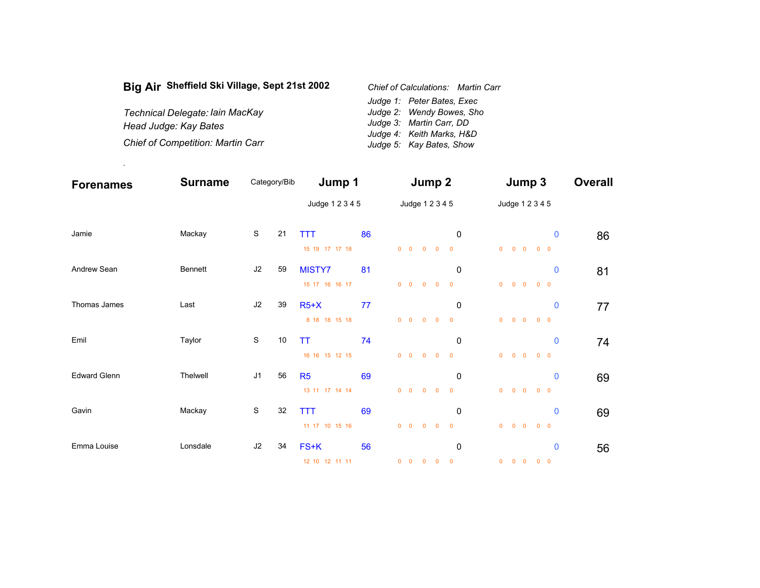**Big Air** **Sheffield Ski Village, Sept 21st 2002**

*Technical Delegate: Iain MacKay*
*Head Judge: Kay Bates*
*Chief of Competition: Martin Carr*

*Chief of Calculations: Martin Carr*

*Judge 1: Peter Bates, Exec*
*Judge 2: Wendy Bowes, Sho*
*Judge 3: Martin Carr, DD*
*Judge 4: Keith Marks, H&D*
*Judge 5: Kay Bates, Show*

.

| Forenames | Surname | Category/Bib | | Jump 1 (Judge 1 2 3 4 5) | | Jump 2 (Judge 1 2 3 4 5) | | Jump 3 (Judge 1 2 3 4 5) | | Overall |
|---|---|---|---|---|---|---|---|---|---|---|
| Jamie | Mackay | S | 21 | TTT | 86 | | 0 | | 0 | 86 |
| | | | | 15 19 17 17 18 | | 0 0 0 0 0 | | 0 0 0 0 0 | | |
| Andrew Sean | Bennett | J2 | 59 | MISTY7 | 81 | | 0 | | 0 | 81 |
| | | | | 15 17 16 16 17 | | 0 0 0 0 0 | | 0 0 0 0 0 | | |
| Thomas James | Last | J2 | 39 | R5+X | 77 | | 0 | | 0 | 77 |
| | | | | 8 18 18 15 18 | | 0 0 0 0 0 | | 0 0 0 0 0 | | |
| Emil | Taylor | S | 10 | TT | 74 | | 0 | | 0 | 74 |
| | | | | 16 16 15 12 15 | | 0 0 0 0 0 | | 0 0 0 0 0 | | |
| Edward Glenn | Thelwell | J1 | 56 | R5 | 69 | | 0 | | 0 | 69 |
| | | | | 13 11 17 14 14 | | 0 0 0 0 0 | | 0 0 0 0 0 | | |
| Gavin | Mackay | S | 32 | TTT | 69 | | 0 | | 0 | 69 |
| | | | | 11 17 10 15 16 | | 0 0 0 0 0 | | 0 0 0 0 0 | | |
| Emma Louise | Lonsdale | J2 | 34 | FS+K | 56 | | 0 | | 0 | 56 |
| | | | | 12 10 12 11 11 | | 0 0 0 0 0 | | 0 0 0 0 0 | | |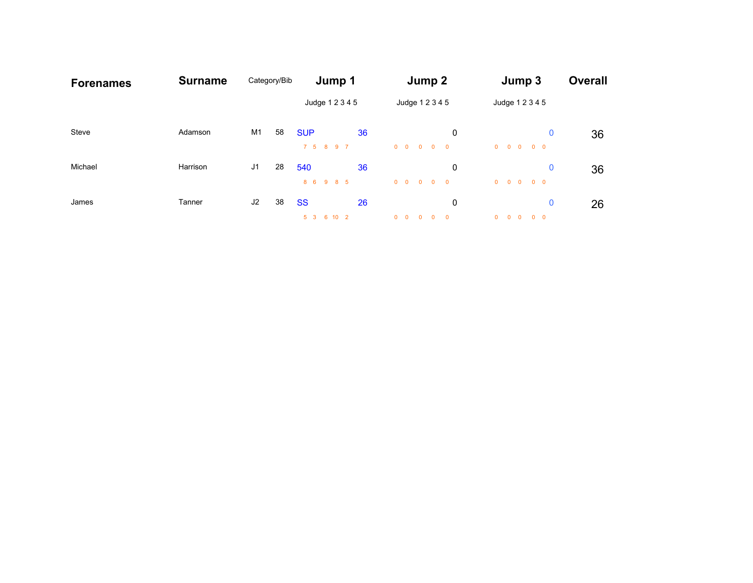| Forenames | Surname | Category/Bib | | Jump 1 | | Jump 2 | Jump 3 | Overall |
|---|---|---|---|---|---|---|---|---|
| | | | | Judge 1 2 3 4 5 | | Judge 1 2 3 4 5 | Judge 1 2 3 4 5 | |
| Steve | Adamson | M1 | 58 | SUP | 36 | 0 | 0 | 36 |
| | | | | 7 5 8 9 7 | | 0 0 0 0 0 | 0 0 0 0 0 | |
| Michael | Harrison | J1 | 28 | 540 | 36 | 0 | 0 | 36 |
| | | | | 8 6 9 8 5 | | 0 0 0 0 0 | 0 0 0 0 0 | |
| James | Tanner | J2 | 38 | SS | 26 | 0 | 0 | 26 |
| | | | | 5 3 6 10 2 | | 0 0 0 0 0 | 0 0 0 0 0 | |